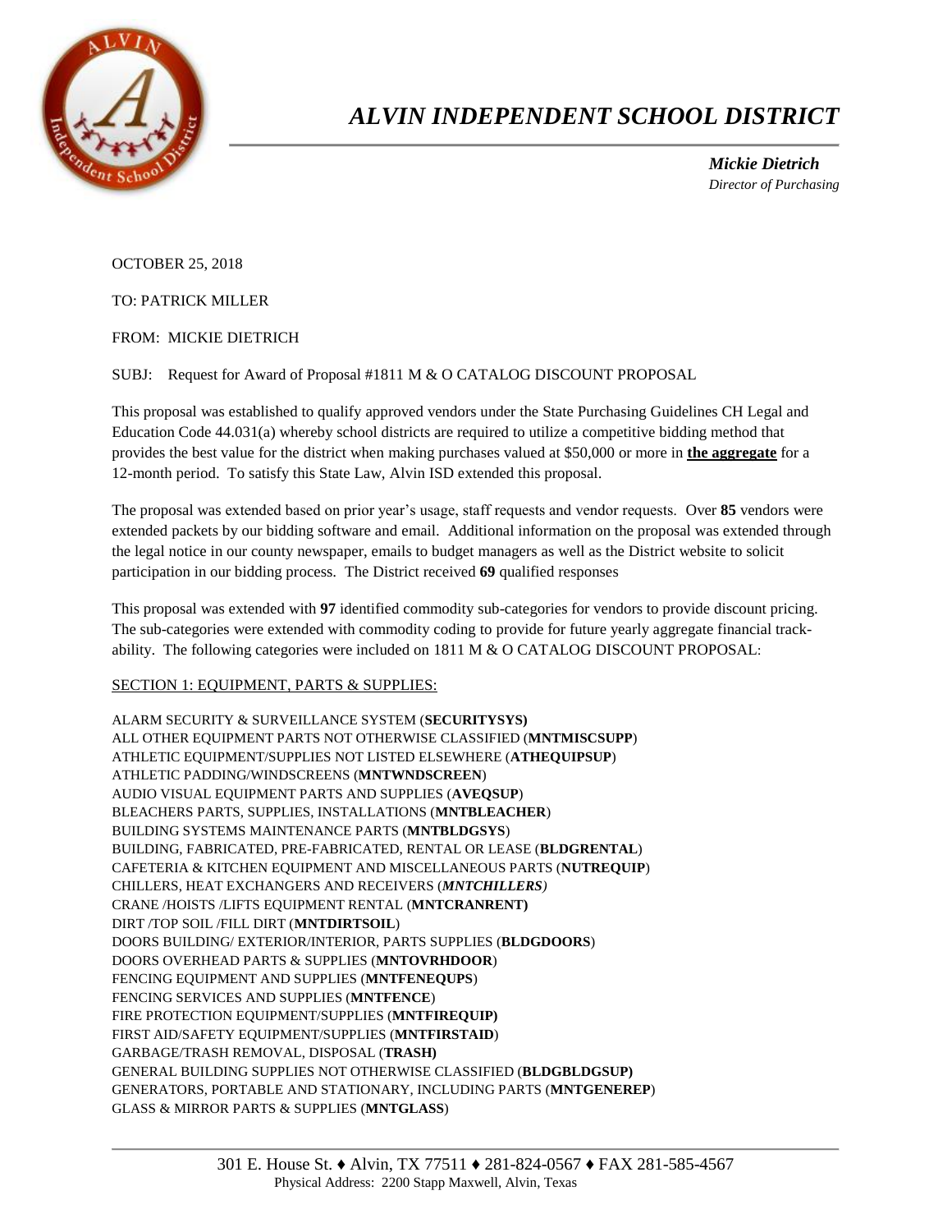# *ALVIN INDEPENDENT SCHOOL DISTRICT*

***Mickie Dietrich***
*Director of Purchasing*

OCTOBER 25, 2018

TO: PATRICK MILLER

FROM: MICKIE DIETRICH

SUBJ: Request for Award of Proposal #1811 M & O CATALOG DISCOUNT PROPOSAL

This proposal was established to qualify approved vendors under the State Purchasing Guidelines CH Legal and Education Code 44.031(a) whereby school districts are required to utilize a competitive bidding method that provides the best value for the district when making purchases valued at $50,000 or more in **the aggregate** for a 12-month period. To satisfy this State Law, Alvin ISD extended this proposal.

The proposal was extended based on prior year's usage, staff requests and vendor requests. Over **85** vendors were extended packets by our bidding software and email. Additional information on the proposal was extended through the legal notice in our county newspaper, emails to budget managers as well as the District website to solicit participation in our bidding process. The District received **69** qualified responses

This proposal was extended with **97** identified commodity sub-categories for vendors to provide discount pricing. The sub-categories were extended with commodity coding to provide for future yearly aggregate financial track-ability. The following categories were included on 1811 M & O CATALOG DISCOUNT PROPOSAL:

SECTION 1: EQUIPMENT, PARTS & SUPPLIES:

ALARM SECURITY & SURVEILLANCE SYSTEM (**SECURITYSYS)**
ALL OTHER EQUIPMENT PARTS NOT OTHERWISE CLASSIFIED (**MNTMISCSUPP**)
ATHLETIC EQUIPMENT/SUPPLIES NOT LISTED ELSEWHERE (**ATHEQUIPSUP**)
ATHLETIC PADDING/WINDSCREENS (**MNTWNDSCREEN**)
AUDIO VISUAL EQUIPMENT PARTS AND SUPPLIES (**AVEQSUP**)
BLEACHERS PARTS, SUPPLIES, INSTALLATIONS (**MNTBLEACHER**)
BUILDING SYSTEMS MAINTENANCE PARTS (**MNTBLDGSYS**)
BUILDING, FABRICATED, PRE-FABRICATED, RENTAL OR LEASE (**BLDGRENTAL**)
CAFETERIA & KITCHEN EQUIPMENT AND MISCELLANEOUS PARTS (**NUTREQUIP**)
CHILLERS, HEAT EXCHANGERS AND RECEIVERS (***MNTCHILLERS)***
CRANE /HOISTS /LIFTS EQUIPMENT RENTAL (**MNTCRANRENT)**
DIRT /TOP SOIL /FILL DIRT (**MNTDIRTSOIL**)
DOORS BUILDING/ EXTERIOR/INTERIOR, PARTS SUPPLIES (**BLDGDOORS**)
DOORS OVERHEAD PARTS & SUPPLIES (**MNTOVRHDOOR**)
FENCING EQUIPMENT AND SUPPLIES (**MNTFENEQUPS**)
FENCING SERVICES AND SUPPLIES (**MNTFENCE**)
FIRE PROTECTION EQUIPMENT/SUPPLIES (**MNTFIREQUIP)**
FIRST AID/SAFETY EQUIPMENT/SUPPLIES (**MNTFIRSTAID**)
GARBAGE/TRASH REMOVAL, DISPOSAL (**TRASH)**
GENERAL BUILDING SUPPLIES NOT OTHERWISE CLASSIFIED (**BLDGBLDGSUP)**
GENERATORS, PORTABLE AND STATIONARY, INCLUDING PARTS (**MNTGENEREP**)
GLASS & MIRROR PARTS & SUPPLIES (**MNTGLASS**)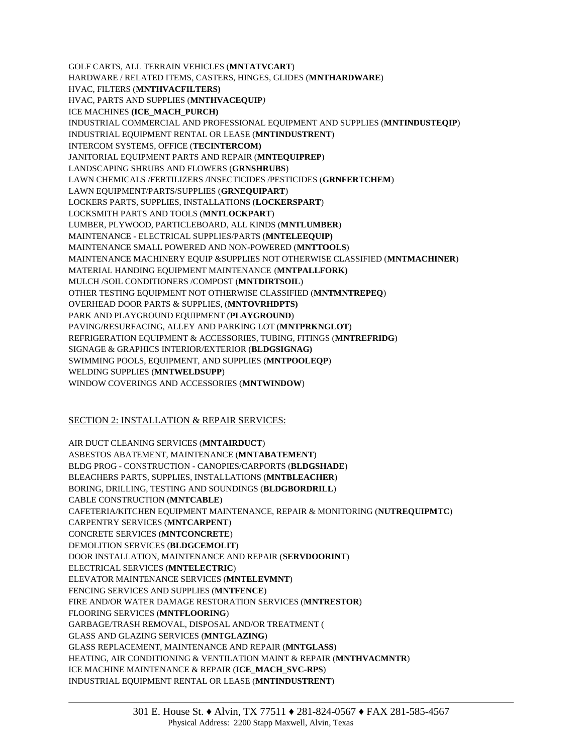GOLF CARTS, ALL TERRAIN VEHICLES (**MNTATVCART**)
HARDWARE / RELATED ITEMS, CASTERS, HINGES, GLIDES (**MNTHARDWARE**)
HVAC, FILTERS (**MNTHVACFILTERS)**
HVAC, PARTS AND SUPPLIES (**MNTHVACEQUIP***)*
ICE MACHINES **(ICE_MACH_PURCH)**
INDUSTRIAL COMMERCIAL AND PROFESSIONAL EQUIPMENT AND SUPPLIES (**MNTINDUSTEQIP**)
INDUSTRIAL EQUIPMENT RENTAL OR LEASE (**MNTINDUSTRENT**)
INTERCOM SYSTEMS, OFFICE (**TECINTERCOM)**
JANITORIAL EQUIPMENT PARTS AND REPAIR (**MNTEQUIPREP**)
LANDSCAPING SHRUBS AND FLOWERS (**GRNSHRUBS**)
LAWN CHEMICALS /FERTILIZERS /INSECTICIDES /PESTICIDES (**GRNFERTCHEM**)
LAWN EQUIPMENT/PARTS/SUPPLIES (**GRNEQUIPART**)
LOCKERS PARTS, SUPPLIES, INSTALLATIONS (**LOCKERSPART**)
LOCKSMITH PARTS AND TOOLS (**MNTLOCKPART**)
LUMBER, PLYWOOD, PARTICLEBOARD, ALL KINDS (**MNTLUMBER**)
MAINTENANCE - ELECTRICAL SUPPLIES/PARTS (**MNTELEEQUIP)**
MAINTENANCE SMALL POWERED AND NON-POWERED (**MNTTOOLS**)
MAINTENANCE MACHINERY EQUIP &SUPPLIES NOT OTHERWISE CLASSIFIED (**MNTMACHINER**)
MATERIAL HANDING EQUIPMENT MAINTENANCE (**MNTPALLFORK)**
MULCH /SOIL CONDITIONERS /COMPOST (**MNTDIRTSOIL**)
OTHER TESTING EQUIPMENT NOT OTHERWISE CLASSIFIED (**MNTMNTREPEQ**)
OVERHEAD DOOR PARTS & SUPPLIES, (**MNTOVRHDPTS)**
PARK AND PLAYGROUND EQUIPMENT (**PLAYGROUND**)
PAVING/RESURFACING, ALLEY AND PARKING LOT (**MNTPRKNGLOT**)
REFRIGERATION EQUIPMENT & ACCESSORIES, TUBING, FITINGS (**MNTREFRIDG**)
SIGNAGE & GRAPHICS INTERIOR/EXTERIOR (**BLDGSIGNAG)**
SWIMMING POOLS, EQUIPMENT, AND SUPPLIES (**MNTPOOLEQP**)
WELDING SUPPLIES (**MNTWELDSUPP**)
WINDOW COVERINGS AND ACCESSORIES (**MNTWINDOW**)

SECTION 2: INSTALLATION & REPAIR SERVICES:

AIR DUCT CLEANING SERVICES (**MNTAIRDUCT**)
ASBESTOS ABATEMENT, MAINTENANCE (**MNTABATEMENT**)
BLDG PROG - CONSTRUCTION - CANOPIES/CARPORTS (**BLDGSHADE**)
BLEACHERS PARTS, SUPPLIES, INSTALLATIONS (**MNTBLEACHER**)
BORING, DRILLING, TESTING AND SOUNDINGS (**BLDGBORDRILL**)
CABLE CONSTRUCTION (**MNTCABLE**)
CAFETERIA/KITCHEN EQUIPMENT MAINTENANCE, REPAIR & MONITORING (**NUTREQUIPMTC**)
CARPENTRY SERVICES (**MNTCARPENT**)
CONCRETE SERVICES (**MNTCONCRETE**)
DEMOLITION SERVICES (**BLDGCEMOLIT**)
DOOR INSTALLATION, MAINTENANCE AND REPAIR (**SERVDOORINT**)
ELECTRICAL SERVICES (**MNTELECTRIC**)
ELEVATOR MAINTENANCE SERVICES (**MNTELEVMNT**)
FENCING SERVICES AND SUPPLIES (**MNTFENCE**)
FIRE AND/OR WATER DAMAGE RESTORATION SERVICES (**MNTRESTOR**)
FLOORING SERVICES (**MNTFLOORING**)
GARBAGE/TRASH REMOVAL, DISPOSAL AND/OR TREATMENT (
GLASS AND GLAZING SERVICES (**MNTGLAZING**)
GLASS REPLACEMENT, MAINTENANCE AND REPAIR (**MNTGLASS**)
HEATING, AIR CONDITIONING & VENTILATION MAINT & REPAIR (**MNTHVACMNTR**)
ICE MACHINE MAINTENANCE & REPAIR (**ICE_MACH_SVC-RPS**)
INDUSTRIAL EQUIPMENT RENTAL OR LEASE (**MNTINDUSTRENT**)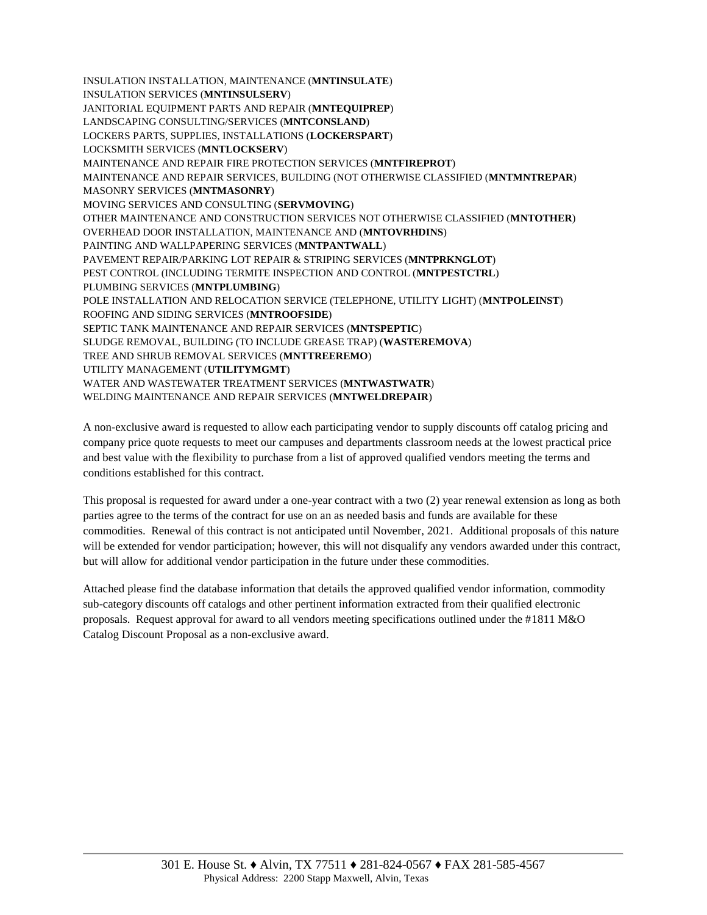INSULATION INSTALLATION, MAINTENANCE (**MNTINSULATE**)
INSULATION SERVICES (**MNTINSULSERV**)
JANITORIAL EQUIPMENT PARTS AND REPAIR (**MNTEQUIPREP**)
LANDSCAPING CONSULTING/SERVICES (**MNTCONSLAND**)
LOCKERS PARTS, SUPPLIES, INSTALLATIONS (**LOCKERSPART**)
LOCKSMITH SERVICES (**MNTLOCKSERV**)
MAINTENANCE AND REPAIR FIRE PROTECTION SERVICES (**MNTFIREPROT**)
MAINTENANCE AND REPAIR SERVICES, BUILDING (NOT OTHERWISE CLASSIFIED (**MNTMNTREPAR**)
MASONRY SERVICES (**MNTMASONRY**)
MOVING SERVICES AND CONSULTING (**SERVMOVING**)
OTHER MAINTENANCE AND CONSTRUCTION SERVICES NOT OTHERWISE CLASSIFIED (**MNTOTHER**)
OVERHEAD DOOR INSTALLATION, MAINTENANCE AND (**MNTOVRHDINS**)
PAINTING AND WALLPAPERING SERVICES (**MNTPANTWALL**)
PAVEMENT REPAIR/PARKING LOT REPAIR & STRIPING SERVICES (**MNTPRKNGLOT**)
PEST CONTROL (INCLUDING TERMITE INSPECTION AND CONTROL (**MNTPESTCTRL**)
PLUMBING SERVICES (**MNTPLUMBING**)
POLE INSTALLATION AND RELOCATION SERVICE (TELEPHONE, UTILITY LIGHT) (**MNTPOLEINST**)
ROOFING AND SIDING SERVICES (**MNTROOFSIDE**)
SEPTIC TANK MAINTENANCE AND REPAIR SERVICES (**MNTSPEPTIC**)
SLUDGE REMOVAL, BUILDING (TO INCLUDE GREASE TRAP) (**WASTEREMOVA**)
TREE AND SHRUB REMOVAL SERVICES (**MNTTREEREMO**)
UTILITY MANAGEMENT (**UTILITYMGMT**)
WATER AND WASTEWATER TREATMENT SERVICES (**MNTWASTWATR**)
WELDING MAINTENANCE AND REPAIR SERVICES (**MNTWELDREPAIR**)

A non-exclusive award is requested to allow each participating vendor to supply discounts off catalog pricing and company price quote requests to meet our campuses and departments classroom needs at the lowest practical price and best value with the flexibility to purchase from a list of approved qualified vendors meeting the terms and conditions established for this contract.

This proposal is requested for award under a one-year contract with a two (2) year renewal extension as long as both parties agree to the terms of the contract for use on an as needed basis and funds are available for these commodities. Renewal of this contract is not anticipated until November, 2021. Additional proposals of this nature will be extended for vendor participation; however, this will not disqualify any vendors awarded under this contract, but will allow for additional vendor participation in the future under these commodities.

Attached please find the database information that details the approved qualified vendor information, commodity sub-category discounts off catalogs and other pertinent information extracted from their qualified electronic proposals. Request approval for award to all vendors meeting specifications outlined under the #1811 M&O Catalog Discount Proposal as a non-exclusive award.